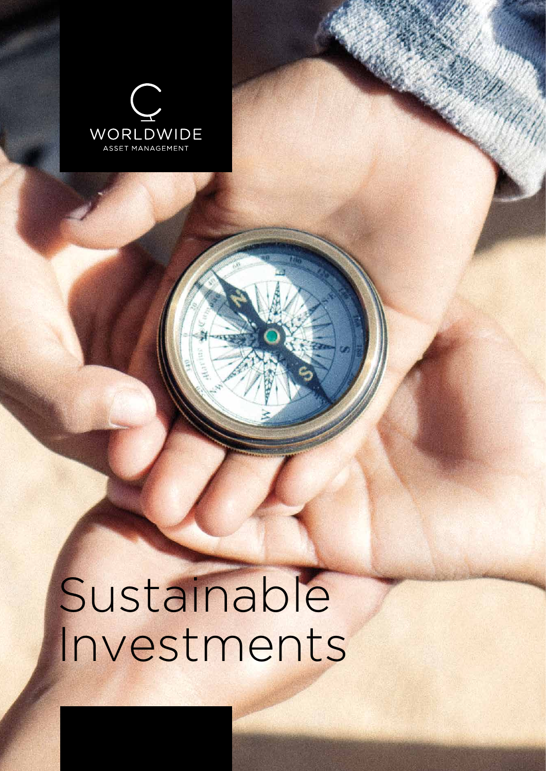WORLDWIDE

ASSET MANAGEMENT

# Sustainable Investments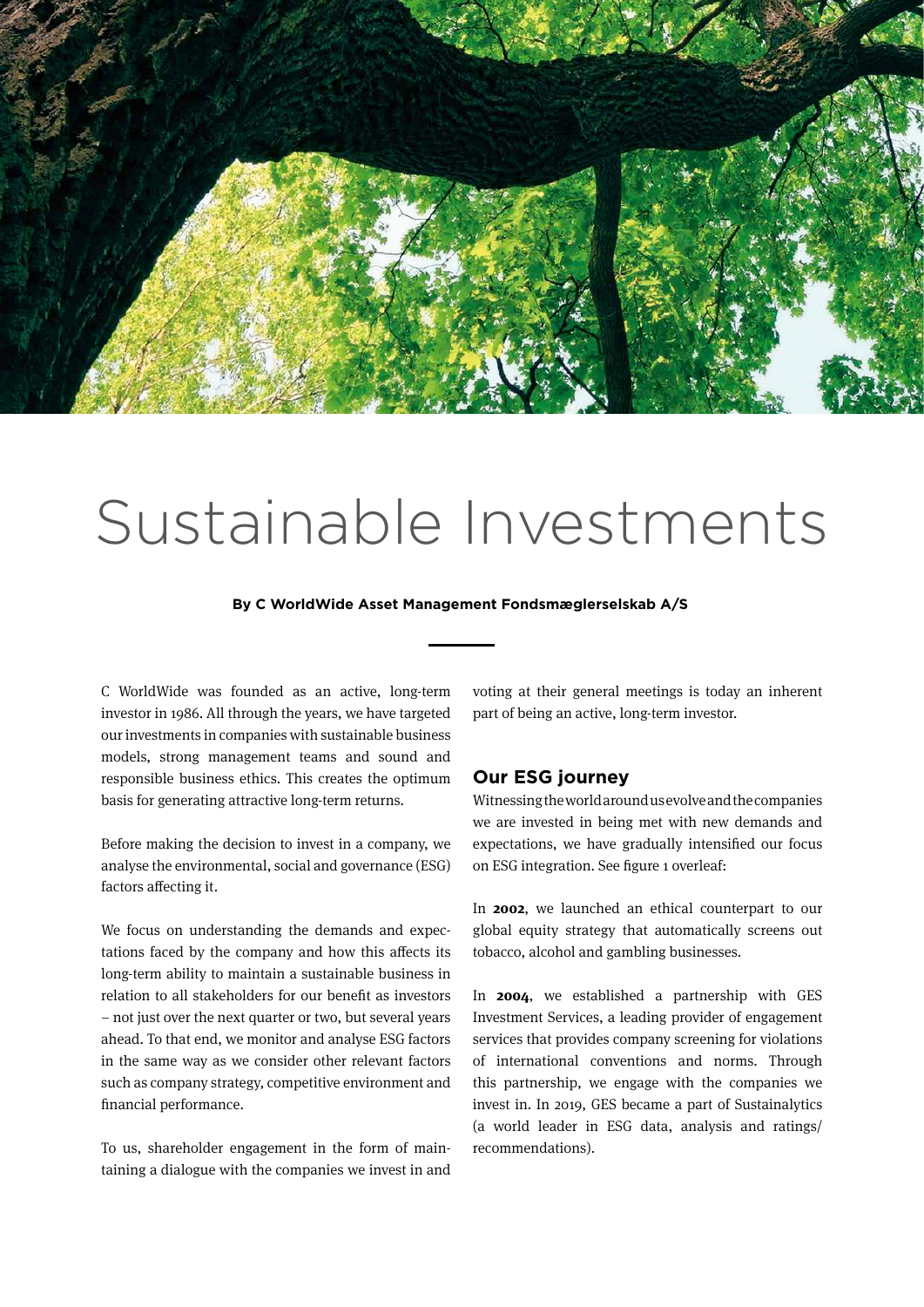# Sustainable Investments

**By C WorldWide Asset Management Fondsmæglerselskab A/S**

C WorldWide was founded as an active, long-term investor in 1986. All through the years, we have targeted our investments in companies with sustainable business models, strong management teams and sound and responsible business ethics. This creates the optimum basis for generating attractive long-term returns.

Before making the decision to invest in a company, we analyse the environmental, social and governance (ESG) factors affecting it.

We focus on understanding the demands and expectations faced by the company and how this affects its long-term ability to maintain a sustainable business in relation to all stakeholders for our benefit as investors – not just over the next quarter or two, but several years ahead. To that end, we monitor and analyse ESG factors in the same way as we consider other relevant factors such as company strategy, competitive environment and financial performance.

To us, shareholder engagement in the form of maintaining a dialogue with the companies we invest in and voting at their general meetings is today an inherent part of being an active, long-term investor.

## Our ESG journey

Witnessing the world around us evolve and the companies we are invested in being met with new demands and expectations, we have gradually intensified our focus on ESG integration. See figure 1 overleaf:

In **2002**, we launched an ethical counterpart to our global equity strategy that automatically screens out tobacco, alcohol and gambling businesses.

In **2004**, we established a partnership with GES Investment Services, a leading provider of engagement services that provides company screening for violations of international conventions and norms. Through this partnership, we engage with the companies we invest in. In 2019, GES became a part of Sustainalytics (a world leader in ESG data, analysis and ratings/recommendations).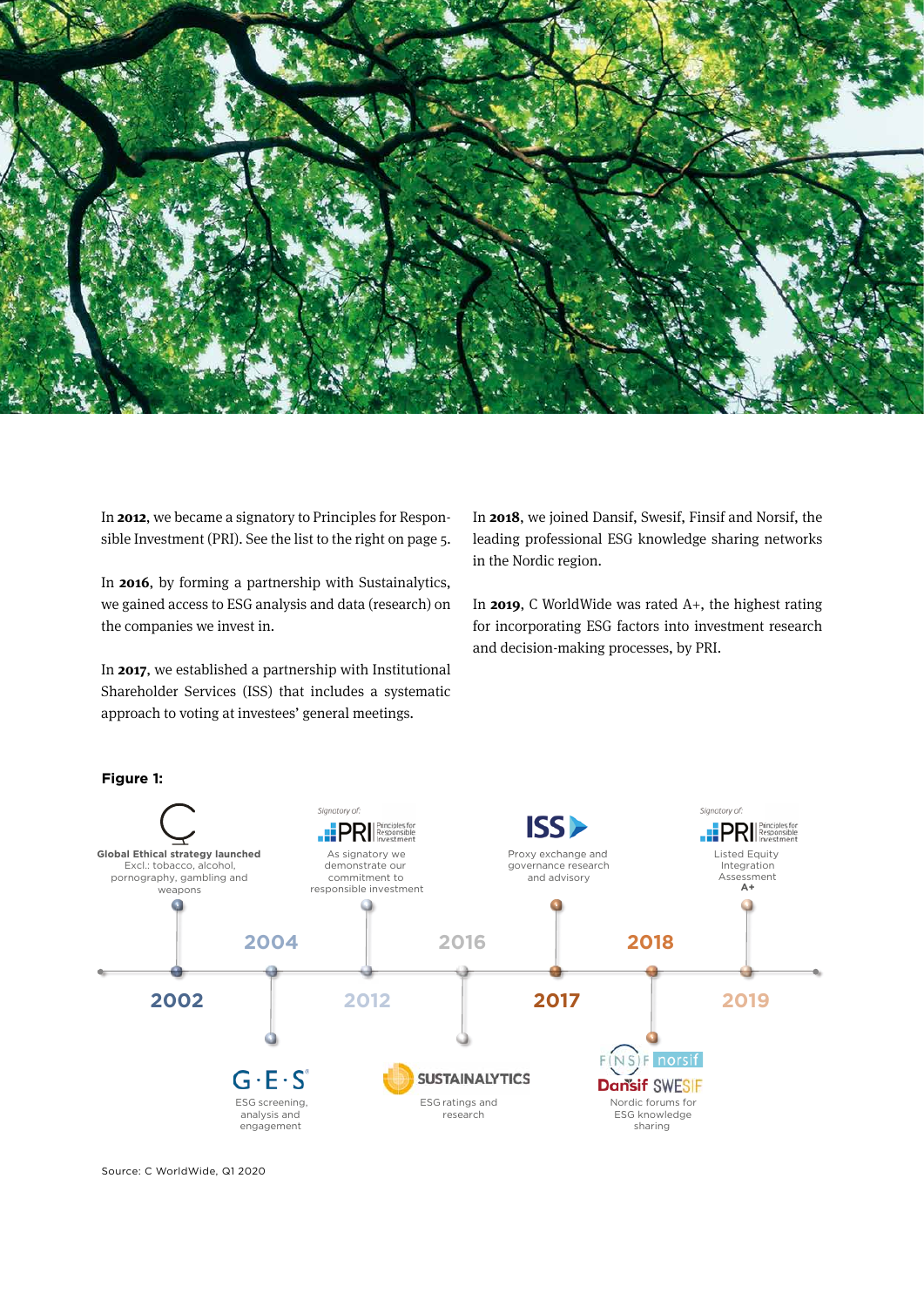In **2012**, we became a signatory to Principles for Responsible Investment (PRI). See the list to the right on page 5.

In **2016**, by forming a partnership with Sustainalytics, we gained access to ESG analysis and data (research) on the companies we invest in.

In **2017**, we established a partnership with Institutional Shareholder Services (ISS) that includes a systematic approach to voting at investees' general meetings.

In **2018**, we joined Dansif, Swesif, Finsif and Norsif, the leading professional ESG knowledge sharing networks in the Nordic region.

In **2019**, C WorldWide was rated A+, the highest rating for incorporating ESG factors into investment research and decision-making processes, by PRI.

**Figure 1:**

- **2002** – **Global Ethical strategy launched** Excl.: tobacco, alcohol, pornography, gambling and weapons
- **2004** – G·E·S: ESG screening, analysis and engagement
- **2012** – Signatory of: PRI Principles for Responsible Investment. As signatory we demonstrate our commitment to responsible investment
- **2016** – SUSTAINALYTICS: ESG ratings and research
- **2017** – ISS: Proxy exchange and governance research and advisory
- **2018** – FINSIF, norsif, Dansif, SWESIF: Nordic forums for ESG knowledge sharing
- **2019** – Signatory of: PRI Principles for Responsible Investment. Listed Equity Integration Assessment **A+**

Source: C WorldWide, Q1 2020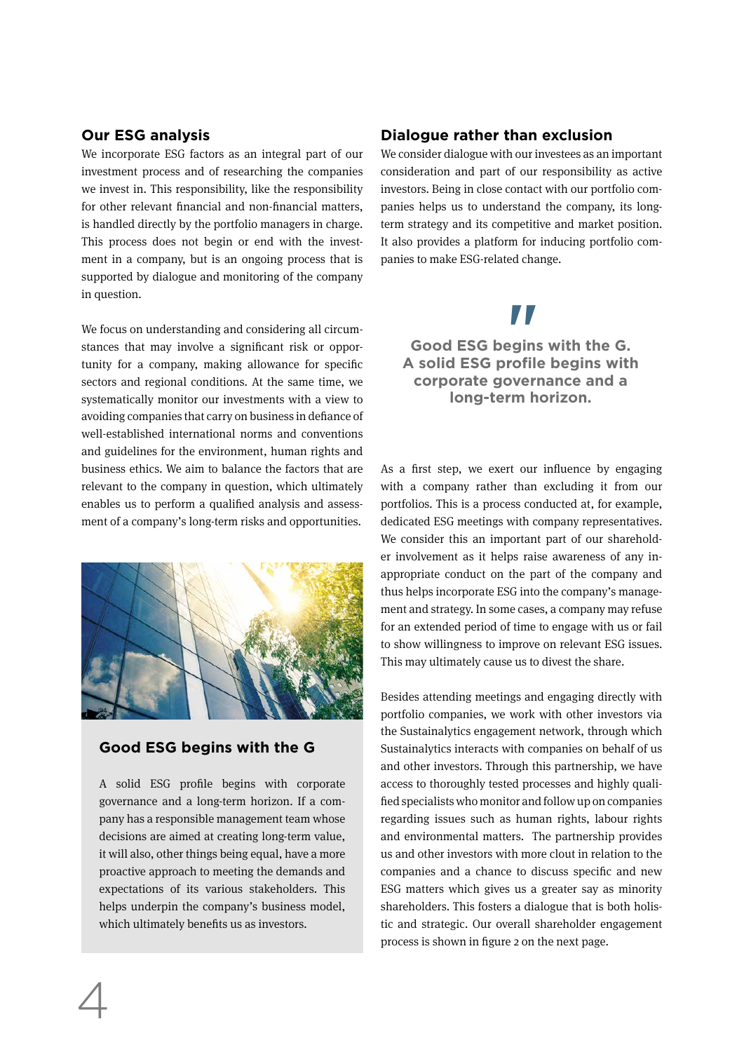## Our ESG analysis

We incorporate ESG factors as an integral part of our investment process and of researching the companies we invest in. This responsibility, like the responsibility for other relevant financial and non-financial matters, is handled directly by the portfolio managers in charge. This process does not begin or end with the investment in a company, but is an ongoing process that is supported by dialogue and monitoring of the company in question.

We focus on understanding and considering all circumstances that may involve a significant risk or opportunity for a company, making allowance for specific sectors and regional conditions. At the same time, we systematically monitor our investments with a view to avoiding companies that carry on business in defiance of well-established international norms and conventions and guidelines for the environment, human rights and business ethics. We aim to balance the factors that are relevant to the company in question, which ultimately enables us to perform a qualified analysis and assessment of a company's long-term risks and opportunities.

### Good ESG begins with the G

A solid ESG profile begins with corporate governance and a long-term horizon. If a company has a responsible management team whose decisions are aimed at creating long-term value, it will also, other things being equal, have a more proactive approach to meeting the demands and expectations of its various stakeholders. This helps underpin the company's business model, which ultimately benefits us as investors.

## Dialogue rather than exclusion

We consider dialogue with our investees as an important consideration and part of our responsibility as active investors. Being in close contact with our portfolio companies helps us to understand the company, its long-term strategy and its competitive and market position. It also provides a platform for inducing portfolio companies to make ESG-related change.

> **Good ESG begins with the G. A solid ESG profile begins with corporate governance and a long-term horizon.**

As a first step, we exert our influence by engaging with a company rather than excluding it from our portfolios. This is a process conducted at, for example, dedicated ESG meetings with company representatives. We consider this an important part of our shareholder involvement as it helps raise awareness of any inappropriate conduct on the part of the company and thus helps incorporate ESG into the company's management and strategy. In some cases, a company may refuse for an extended period of time to engage with us or fail to show willingness to improve on relevant ESG issues. This may ultimately cause us to divest the share.

Besides attending meetings and engaging directly with portfolio companies, we work with other investors via the Sustainalytics engagement network, through which Sustainalytics interacts with companies on behalf of us and other investors. Through this partnership, we have access to thoroughly tested processes and highly qualified specialists who monitor and follow up on companies regarding issues such as human rights, labour rights and environmental matters. The partnership provides us and other investors with more clout in relation to the companies and a chance to discuss specific and new ESG matters which gives us a greater say as minority shareholders. This fosters a dialogue that is both holistic and strategic. Our overall shareholder engagement process is shown in figure 2 on the next page.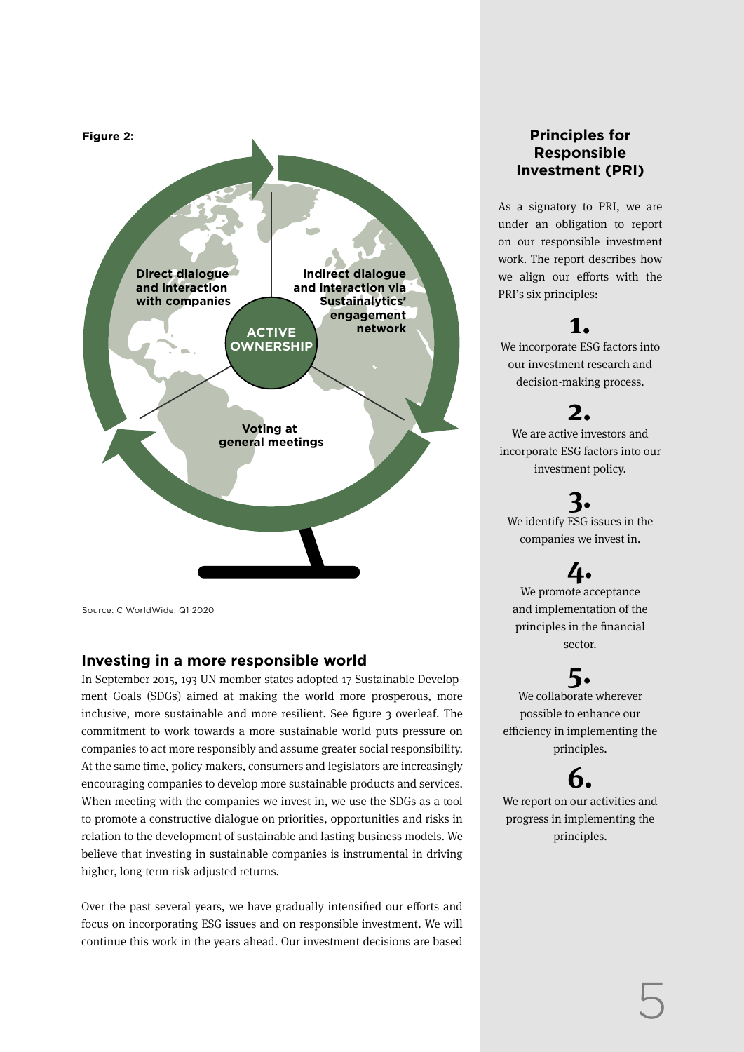**Figure 2:**

Direct dialogue and interaction with companies

Indirect dialogue and interaction via Sustainalytics' engagement network

ACTIVE OWNERSHIP

Voting at general meetings

Source: C WorldWide, Q1 2020

## Investing in a more responsible world

In September 2015, 193 UN member states adopted 17 Sustainable Development Goals (SDGs) aimed at making the world more prosperous, more inclusive, more sustainable and more resilient. See figure 3 overleaf. The commitment to work towards a more sustainable world puts pressure on companies to act more responsibly and assume greater social responsibility. At the same time, policy-makers, consumers and legislators are increasingly encouraging companies to develop more sustainable products and services. When meeting with the companies we invest in, we use the SDGs as a tool to promote a constructive dialogue on priorities, opportunities and risks in relation to the development of sustainable and lasting business models. We believe that investing in sustainable companies is instrumental in driving higher, long-term risk-adjusted returns.

Over the past several years, we have gradually intensified our efforts and focus on incorporating ESG issues and on responsible investment. We will continue this work in the years ahead. Our investment decisions are based

### Principles for Responsible Investment (PRI)

As a signatory to PRI, we are under an obligation to report on our responsible investment work. The report describes how we align our efforts with the PRI's six principles:

**1.**
We incorporate ESG factors into our investment research and decision-making process.

**2.**
We are active investors and incorporate ESG factors into our investment policy.

**3.**
We identify ESG issues in the companies we invest in.

**4.**
We promote acceptance and implementation of the principles in the financial sector.

**5.**
We collaborate wherever possible to enhance our efficiency in implementing the principles.

**6.**
We report on our activities and progress in implementing the principles.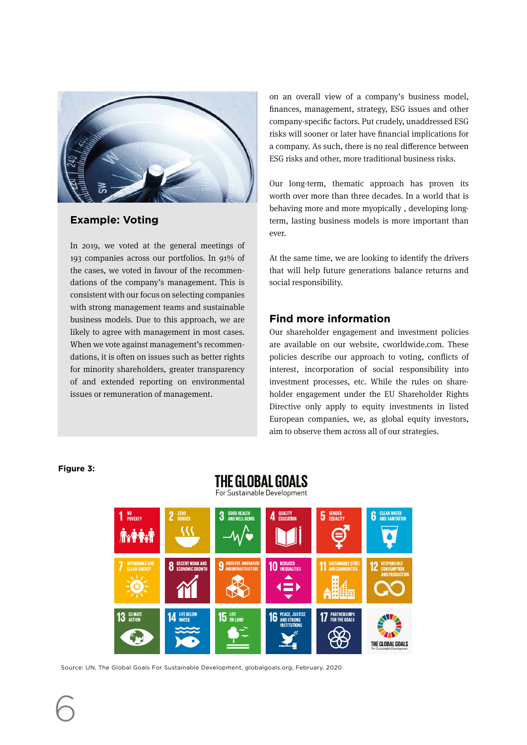## Example: Voting

In 2019, we voted at the general meetings of 193 companies across our portfolios. In 91% of the cases, we voted in favour of the recommendations of the company's management. This is consistent with our focus on selecting companies with strong management teams and sustainable business models. Due to this approach, we are likely to agree with management in most cases. When we vote against management's recommendations, it is often on issues such as better rights for minority shareholders, greater transparency of and extended reporting on environmental issues or remuneration of management.

on an overall view of a company's business model, finances, management, strategy, ESG issues and other company-specific factors. Put crudely, unaddressed ESG risks will sooner or later have financial implications for a company. As such, there is no real difference between ESG risks and other, more traditional business risks.

Our long-term, thematic approach has proven its worth over more than three decades. In a world that is behaving more and more myopically , developing long-term, lasting business models is more important than ever.

At the same time, we are looking to identify the drivers that will help future generations balance returns and social responsibility.

## Find more information

Our shareholder engagement and investment policies are available on our website, cworldwide.com. These policies describe our approach to voting, conflicts of interest, incorporation of social responsibility into investment processes, etc. While the rules on shareholder engagement under the EU Shareholder Rights Directive only apply to equity investments in listed European companies, we, as global equity investors, aim to observe them across all of our strategies.

**Figure 3:**

Source: UN, The Global Goals For Sustainable Development, globalgoals.org, February. 2020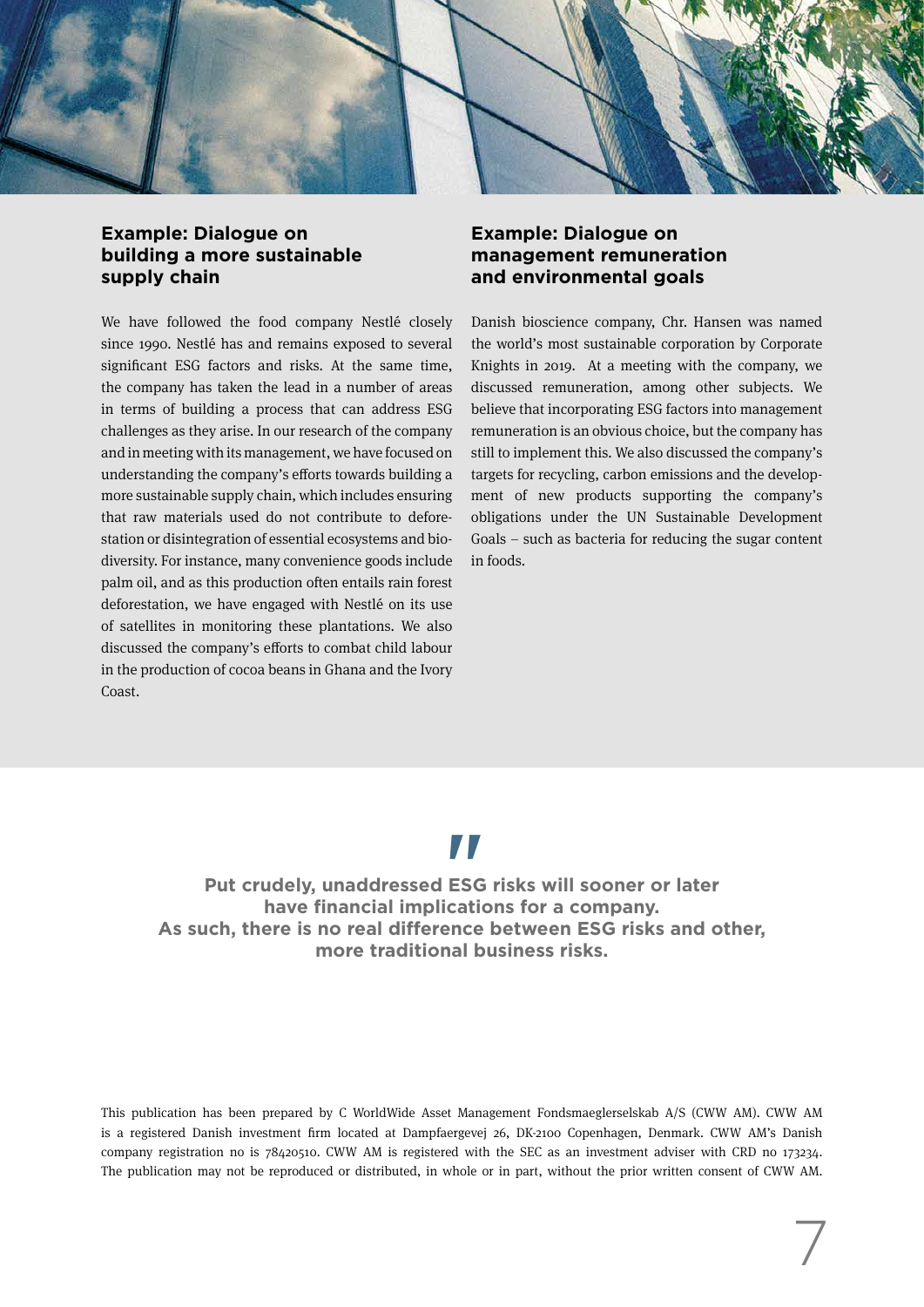### Example: Dialogue on building a more sustainable supply chain

We have followed the food company Nestlé closely since 1990. Nestlé has and remains exposed to several significant ESG factors and risks. At the same time, the company has taken the lead in a number of areas in terms of building a process that can address ESG challenges as they arise. In our research of the company and in meeting with its management, we have focused on understanding the company's efforts towards building a more sustainable supply chain, which includes ensuring that raw materials used do not contribute to deforestation or disintegration of essential ecosystems and biodiversity. For instance, many convenience goods include palm oil, and as this production often entails rain forest deforestation, we have engaged with Nestlé on its use of satellites in monitoring these plantations. We also discussed the company's efforts to combat child labour in the production of cocoa beans in Ghana and the Ivory Coast.

### Example: Dialogue on management remuneration and environmental goals

Danish bioscience company, Chr. Hansen was named the world's most sustainable corporation by Corporate Knights in 2019. At a meeting with the company, we discussed remuneration, among other subjects. We believe that incorporating ESG factors into management remuneration is an obvious choice, but the company has still to implement this. We also discussed the company's targets for recycling, carbon emissions and the development of new products supporting the company's obligations under the UN Sustainable Development Goals – such as bacteria for reducing the sugar content in foods.

> **"Put crudely, unaddressed ESG risks will sooner or later have financial implications for a company. As such, there is no real difference between ESG risks and other, more traditional business risks.**

This publication has been prepared by C WorldWide Asset Management Fondsmaeglerselskab A/S (CWW AM). CWW AM is a registered Danish investment firm located at Dampfaergevej 26, DK-2100 Copenhagen, Denmark. CWW AM's Danish company registration no is 78420510. CWW AM is registered with the SEC as an investment adviser with CRD no 173234. The publication may not be reproduced or distributed, in whole or in part, without the prior written consent of CWW AM.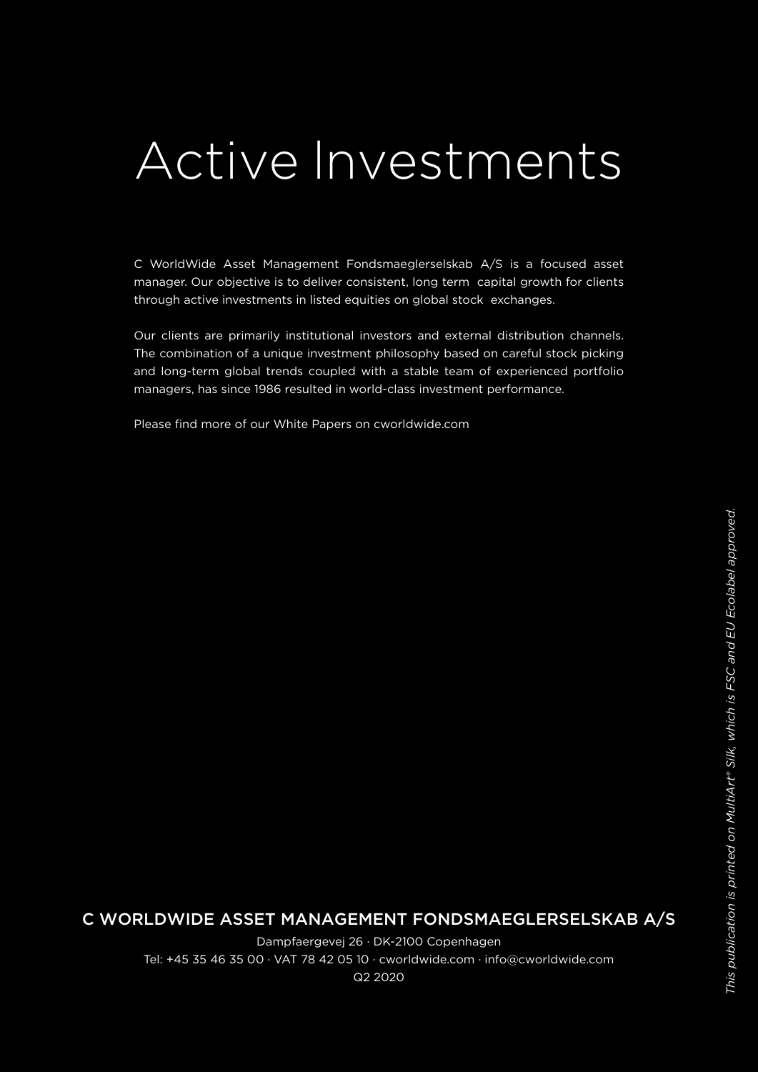# Active Investments

C WorldWide Asset Management Fondsmaeglerselskab A/S is a focused asset manager. Our objective is to deliver consistent, long term capital growth for clients through active investments in listed equities on global stock exchanges.

Our clients are primarily institutional investors and external distribution channels. The combination of a unique investment philosophy based on careful stock picking and long-term global trends coupled with a stable team of experienced portfolio managers, has since 1986 resulted in world-class investment performance.

Please find more of our White Papers on cworldwide.com

*This publication is printed on MultiArt® Silk, which is FSC and EU Ecolabel approved.*

**C WORLDWIDE ASSET MANAGEMENT FONDSMAEGLERSELSKAB A/S**

Dampfaergevej 26 · DK-2100 Copenhagen

Tel: +45 35 46 35 00 · VAT 78 42 05 10 · cworldwide.com · info@cworldwide.com

Q2 2020